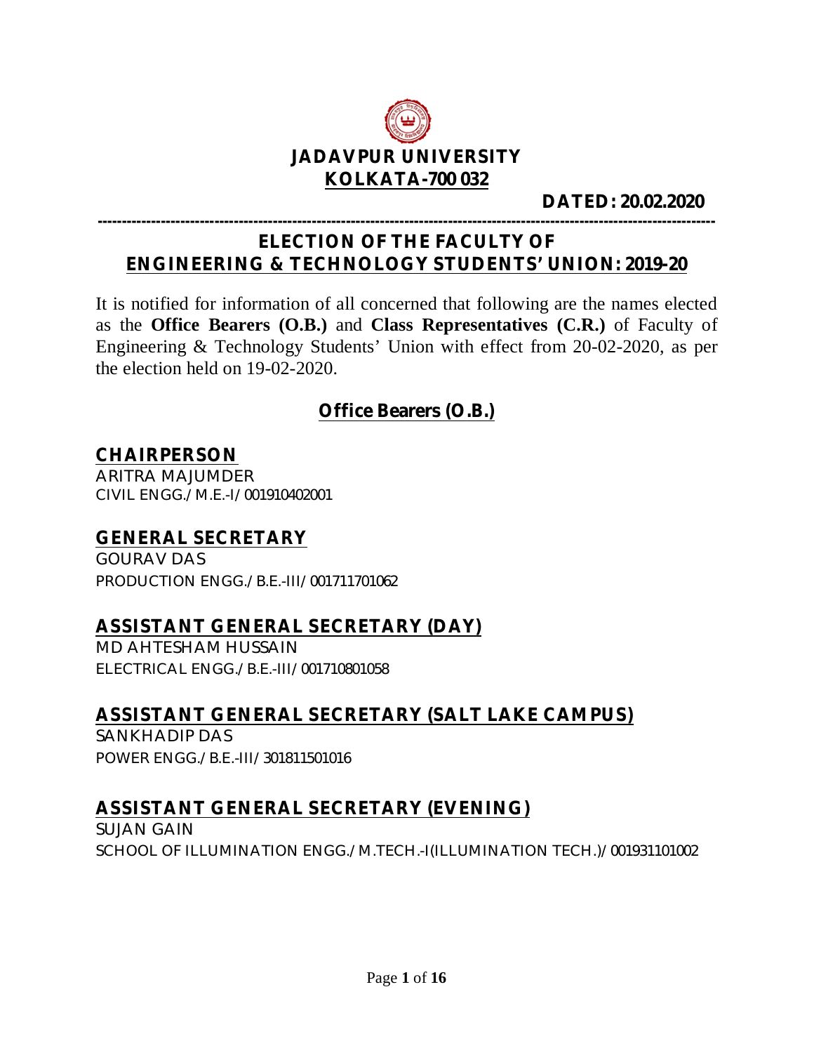# JADAVPUR UNIVERSITY

## KOLKATA-700 032

**DATED: 20.02.2020**

---

## ELECTION OF THE FACULTY OF ENGINEERING & TECHNOLOGY STUDENTS' UNION: 2019-20

It is notified for information of all concerned that following are the names elected as the **Office Bearers (O.B.)** and **Class Representatives (C.R.)** of Faculty of Engineering & Technology Students' Union with effect from 20-02-2020, as per the election held on 19-02-2020.

### Office Bearers (O.B.)

#### CHAIRPERSON

ARITRA MAJUMDER
CIVIL ENGG./M.E.-I/001910402001

#### GENERAL SECRETARY

GOURAV DAS
PRODUCTION ENGG./B.E.-III/001711701062

#### ASSISTANT GENERAL SECRETARY (DAY)

MD AHTESHAM HUSSAIN
ELECTRICAL ENGG./B.E.-III/001710801058

#### ASSISTANT GENERAL SECRETARY (SALT LAKE CAMPUS)

SANKHADIP DAS
POWER ENGG./B.E.-III/301811501016

#### ASSISTANT GENERAL SECRETARY (EVENING)

SUJAN GAIN
SCHOOL OF ILLUMINATION ENGG./M.TECH.-I(ILLUMINATION TECH.)/001931101002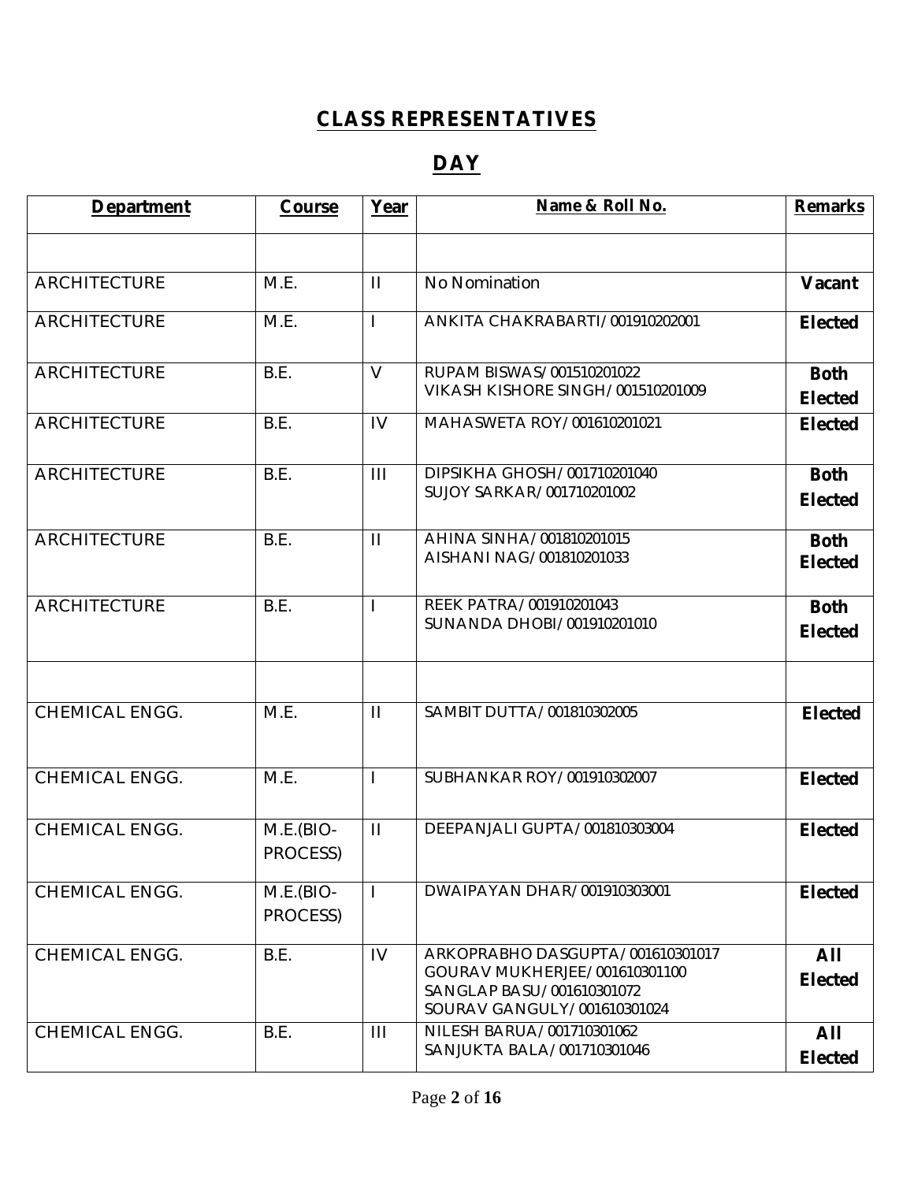# CLASS REPRESENTATIVES

## DAY

| Department | Course | Year | Name & Roll No. | Remarks |
|---|---|---|---|---|
| | | | | |
| ARCHITECTURE | M.E. | II | No Nomination | **Vacant** |
| ARCHITECTURE | M.E. | I | ANKITA CHAKRABARTI/001910202001 | **Elected** |
| ARCHITECTURE | B.E. | V | RUPAM BISWAS/001510201022<br>VIKASH KISHORE SINGH/001510201009 | **Both Elected** |
| ARCHITECTURE | B.E. | IV | MAHASWETA ROY/001610201021 | **Elected** |
| ARCHITECTURE | B.E. | III | DIPSIKHA GHOSH/001710201040<br>SUJOY SARKAR/001710201002 | **Both Elected** |
| ARCHITECTURE | B.E. | II | AHINA SINHA/001810201015<br>AISHANI NAG/001810201033 | **Both Elected** |
| ARCHITECTURE | B.E. | I | REEK PATRA/001910201043<br>SUNANDA DHOBI/001910201010 | **Both Elected** |
| | | | | |
| CHEMICAL ENGG. | M.E. | II | SAMBIT DUTTA/001810302005 | **Elected** |
| CHEMICAL ENGG. | M.E. | I | SUBHANKAR ROY/001910302007 | **Elected** |
| CHEMICAL ENGG. | M.E.(BIO-PROCESS) | II | DEEPANJALI GUPTA/001810303004 | **Elected** |
| CHEMICAL ENGG. | M.E.(BIO-PROCESS) | I | DWAIPAYAN DHAR/001910303001 | **Elected** |
| CHEMICAL ENGG. | B.E. | IV | ARKOPRABHO DASGUPTA/001610301017<br>GOURAV MUKHERJEE/001610301100<br>SANGLAP BASU/001610301072<br>SOURAV GANGULY/001610301024 | **All Elected** |
| CHEMICAL ENGG. | B.E. | III | NILESH BARUA/001710301062<br>SANJUKTA BALA/001710301046 | **All Elected** |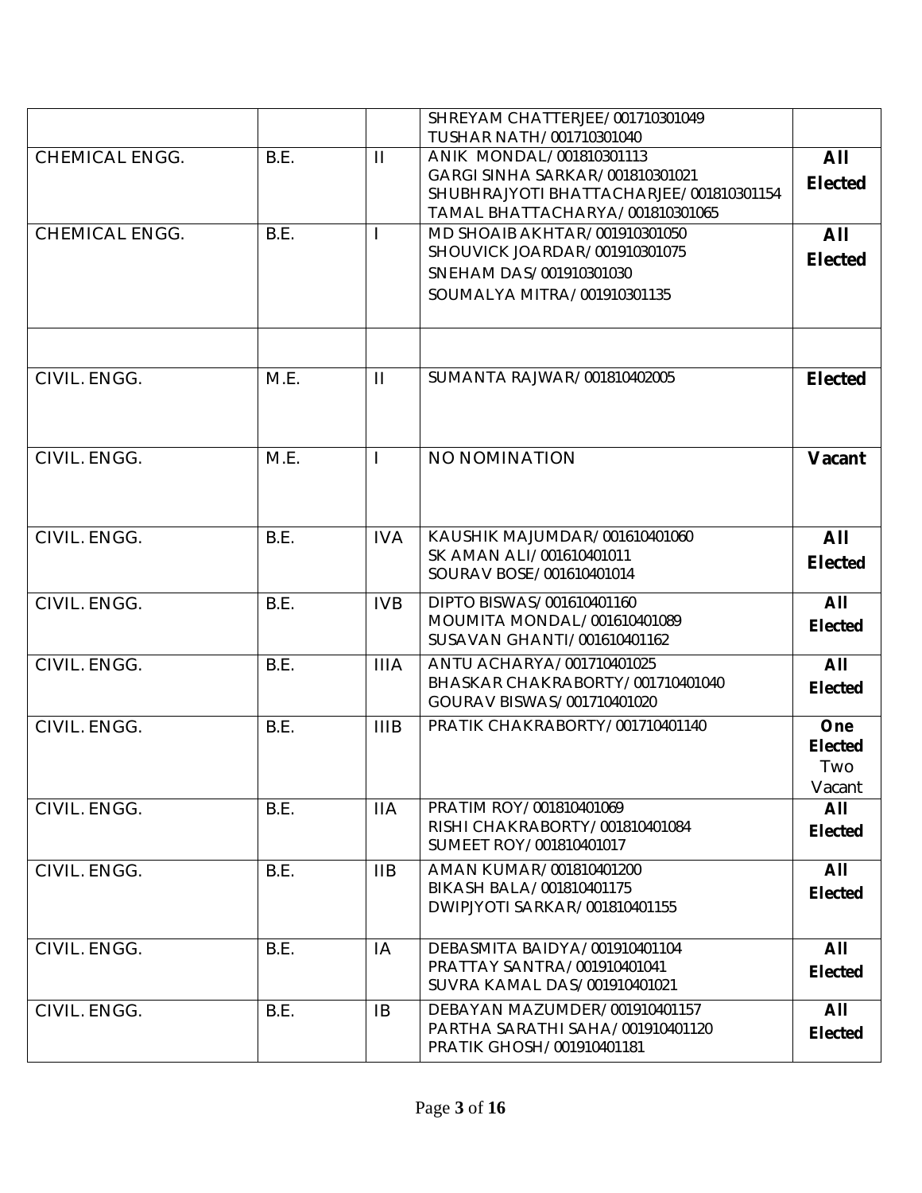| | | | | |
|---|---|---|---|---|
| | | | SHREYAM CHATTERJEE/001710301049<br>TUSHAR NATH/001710301040 | |
| CHEMICAL ENGG. | B.E. | II | ANIK MONDAL/001810301113<br>GARGI SINHA SARKAR/001810301021<br>SHUBHRAJYOTI BHATTACHARJEE/001810301154<br>TAMAL BHATTACHARYA/001810301065 | **All Elected** |
| CHEMICAL ENGG. | B.E. | I | MD SHOAIB AKHTAR/001910301050<br>SHOUVICK JOARDAR/001910301075<br>SNEHAM DAS/001910301030<br>SOUMALYA MITRA/001910301135 | **All Elected** |
| | | | | |
| CIVIL. ENGG. | M.E. | II | SUMANTA RAJWAR/001810402005 | **Elected** |
| CIVIL. ENGG. | M.E. | I | NO NOMINATION | **Vacant** |
| CIVIL. ENGG. | B.E. | IVA | KAUSHIK MAJUMDAR/001610401060<br>SK AMAN ALI/001610401011<br>SOURAV BOSE/001610401014 | **All Elected** |
| CIVIL. ENGG. | B.E. | IVB | DIPTO BISWAS/001610401160<br>MOUMITA MONDAL/001610401089<br>SUSAVAN GHANTI/001610401162 | **All Elected** |
| CIVIL. ENGG. | B.E. | IIIA | ANTU ACHARYA/001710401025<br>BHASKAR CHAKRABORTY/001710401040<br>GOURAV BISWAS/001710401020 | **All Elected** |
| CIVIL. ENGG. | B.E. | IIIB | PRATIK CHAKRABORTY/001710401140 | **One Elected** Two Vacant |
| CIVIL. ENGG. | B.E. | IIA | PRATIM ROY/001810401069<br>RISHI CHAKRABORTY/001810401084<br>SUMEET ROY/001810401017 | **All Elected** |
| CIVIL. ENGG. | B.E. | IIB | AMAN KUMAR/001810401200<br>BIKASH BALA/001810401175<br>DWIPJYOTI SARKAR/001810401155 | **All Elected** |
| CIVIL. ENGG. | B.E. | IA | DEBASMITA BAIDYA/001910401104<br>PRATTAY SANTRA/001910401041<br>SUVRA KAMAL DAS/001910401021 | **All Elected** |
| CIVIL. ENGG. | B.E. | IB | DEBAYAN MAZUMDER/001910401157<br>PARTHA SARATHI SAHA/001910401120<br>PRATIK GHOSH/001910401181 | **All Elected** |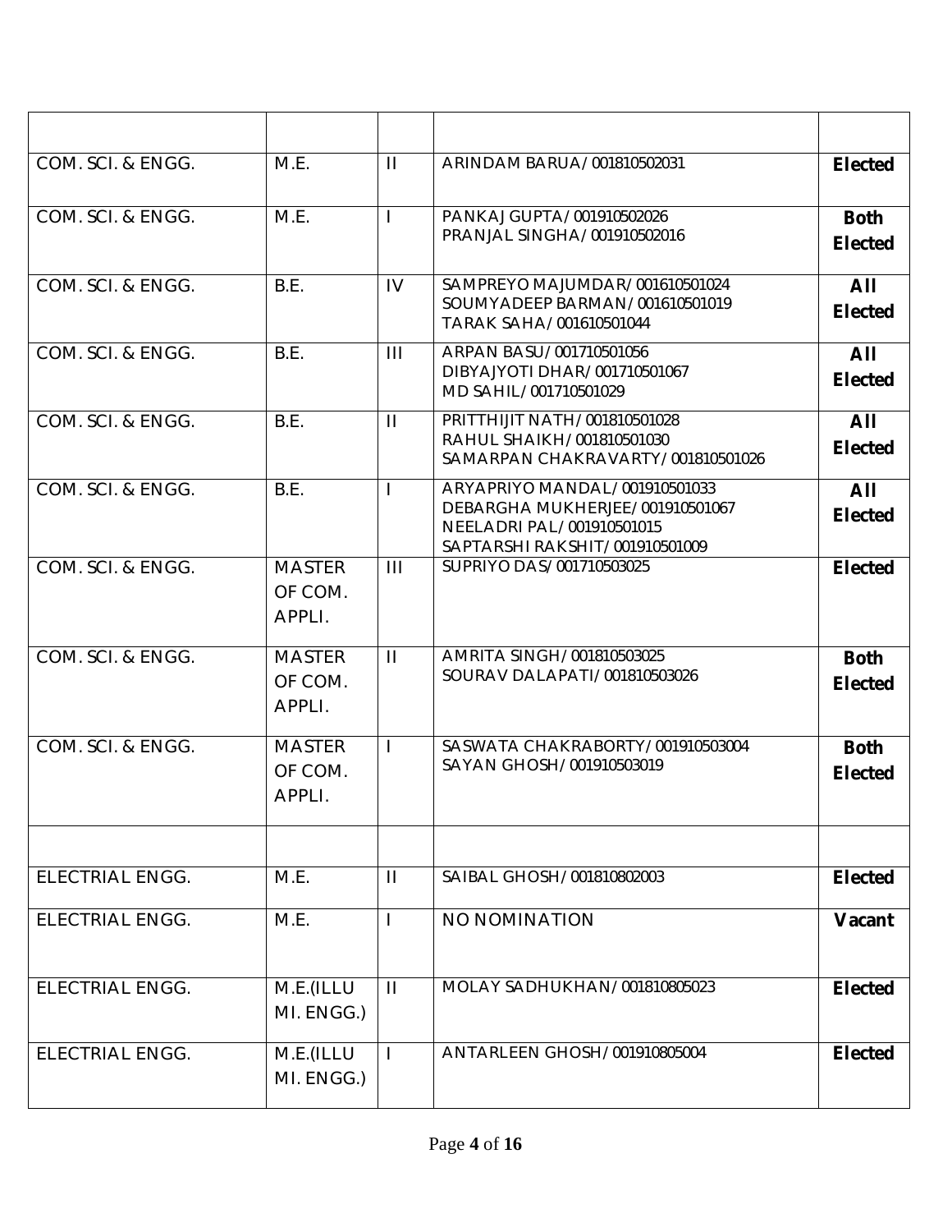| | | | | |
|---|---|---|---|---|
| COM. SCI. & ENGG. | M.E. | II | ARINDAM BARUA/001810502031 | **Elected** |
| COM. SCI. & ENGG. | M.E. | I | PANKAJ GUPTA/001910502026<br>PRANJAL SINGHA/001910502016 | **Both Elected** |
| COM. SCI. & ENGG. | B.E. | IV | SAMPREYO MAJUMDAR/001610501024<br>SOUMYADEEP BARMAN/001610501019<br>TARAK SAHA/001610501044 | **All Elected** |
| COM. SCI. & ENGG. | B.E. | III | ARPAN BASU/001710501056<br>DIBYAJYOTI DHAR/001710501067<br>MD SAHIL/001710501029 | **All Elected** |
| COM. SCI. & ENGG. | B.E. | II | PRITTHIJIT NATH/001810501028<br>RAHUL SHAIKH/001810501030<br>SAMARPAN CHAKRAVARTY/001810501026 | **All Elected** |
| COM. SCI. & ENGG. | B.E. | I | ARYAPRIYO MANDAL/001910501033<br>DEBARGHA MUKHERJEE/001910501067<br>NEELADRI PAL/001910501015<br>SAPTARSHI RAKSHIT/001910501009 | **All Elected** |
| COM. SCI. & ENGG. | MASTER OF COM. APPLI. | III | SUPRIYO DAS/001710503025 | **Elected** |
| COM. SCI. & ENGG. | MASTER OF COM. APPLI. | II | AMRITA SINGH/001810503025<br>SOURAV DALAPATI/001810503026 | **Both Elected** |
| COM. SCI. & ENGG. | MASTER OF COM. APPLI. | I | SASWATA CHAKRABORTY/001910503004<br>SAYAN GHOSH/001910503019 | **Both Elected** |
| | | | | |
| ELECTRIAL ENGG. | M.E. | II | SAIBAL GHOSH/001810802003 | **Elected** |
| ELECTRIAL ENGG. | M.E. | I | NO NOMINATION | **Vacant** |
| ELECTRIAL ENGG. | M.E.(ILLUMI. ENGG.) | II | MOLAY SADHUKHAN/001810805023 | **Elected** |
| ELECTRIAL ENGG. | M.E.(ILLUMI. ENGG.) | I | ANTARLEEN GHOSH/001910805004 | **Elected** |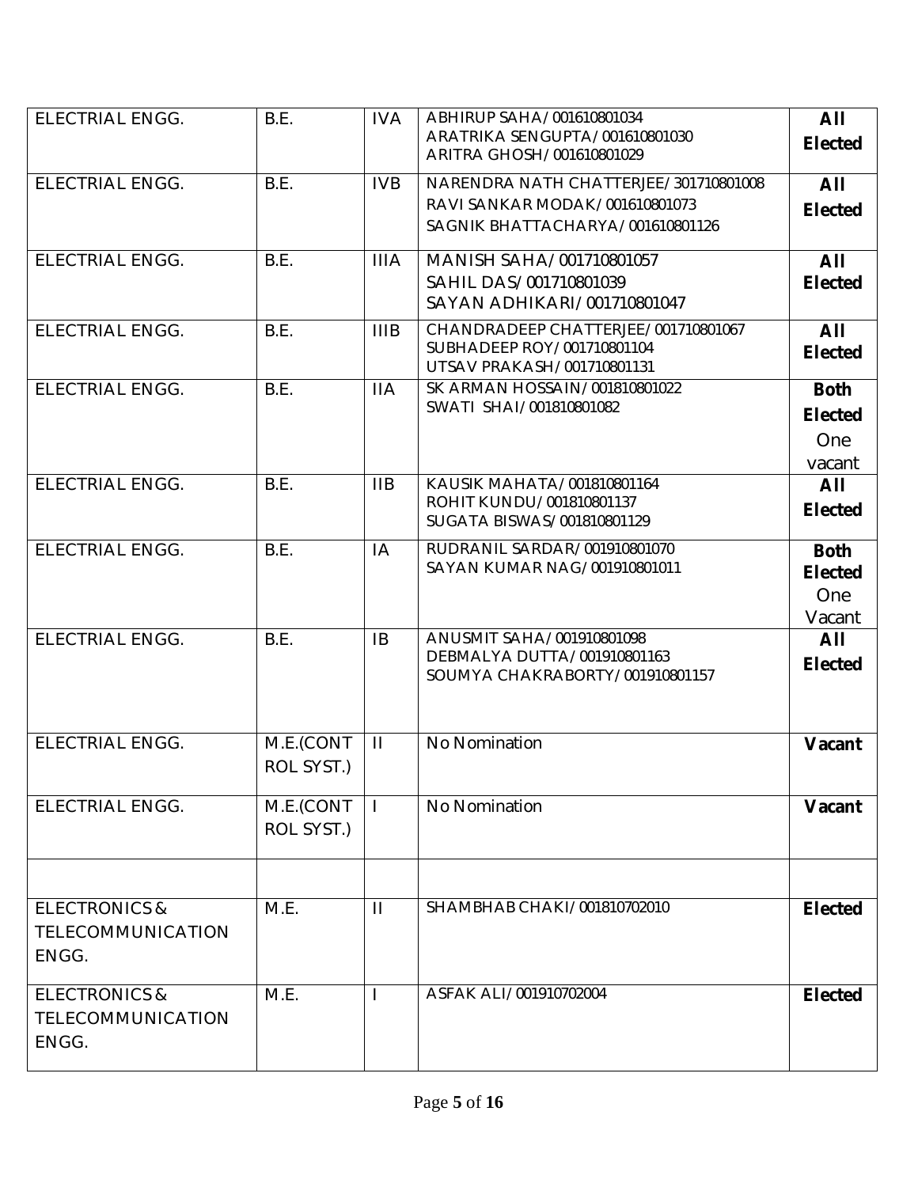| ELECTRIAL ENGG. | B.E. | IVA | ABHIRUP SAHA/001610801034<br>ARATRIKA SENGUPTA/001610801030<br>ARITRA GHOSH/001610801029 | **All Elected** |
|---|---|---|---|---|
| ELECTRIAL ENGG. | B.E. | IVB | NARENDRA NATH CHATTERJEE/301710801008<br>RAVI SANKAR MODAK/001610801073<br>SAGNIK BHATTACHARYA/001610801126 | **All Elected** |
| ELECTRIAL ENGG. | B.E. | IIIA | MANISH SAHA/001710801057<br>SAHIL DAS/001710801039<br>SAYAN ADHIKARI/001710801047 | **All Elected** |
| ELECTRIAL ENGG. | B.E. | IIIB | CHANDRADEEP CHATTERJEE/001710801067<br>SUBHADEEP ROY/001710801104<br>UTSAV PRAKASH/001710801131 | **All Elected** |
| ELECTRIAL ENGG. | B.E. | IIA | SK ARMAN HOSSAIN/001810801022<br>SWATI SHAI/001810801082 | **Both Elected** One vacant |
| ELECTRIAL ENGG. | B.E. | IIB | KAUSIK MAHATA/001810801164<br>ROHIT KUNDU/001810801137<br>SUGATA BISWAS/001810801129 | **All Elected** |
| ELECTRIAL ENGG. | B.E. | IA | RUDRANIL SARDAR/001910801070<br>SAYAN KUMAR NAG/001910801011 | **Both Elected** One Vacant |
| ELECTRIAL ENGG. | B.E. | IB | ANUSMIT SAHA/001910801098<br>DEBMALYA DUTTA/001910801163<br>SOUMYA CHAKRABORTY/001910801157 | **All Elected** |
| ELECTRIAL ENGG. | M.E.(CONTROL SYST.) | II | No Nomination | **Vacant** |
| ELECTRIAL ENGG. | M.E.(CONTROL SYST.) | I | No Nomination | **Vacant** |
| | | | | |
| ELECTRONICS & TELECOMMUNICATION ENGG. | M.E. | II | SHAMBHAB CHAKI/001810702010 | **Elected** |
| ELECTRONICS & TELECOMMUNICATION ENGG. | M.E. | I | ASFAK ALI/001910702004 | **Elected** |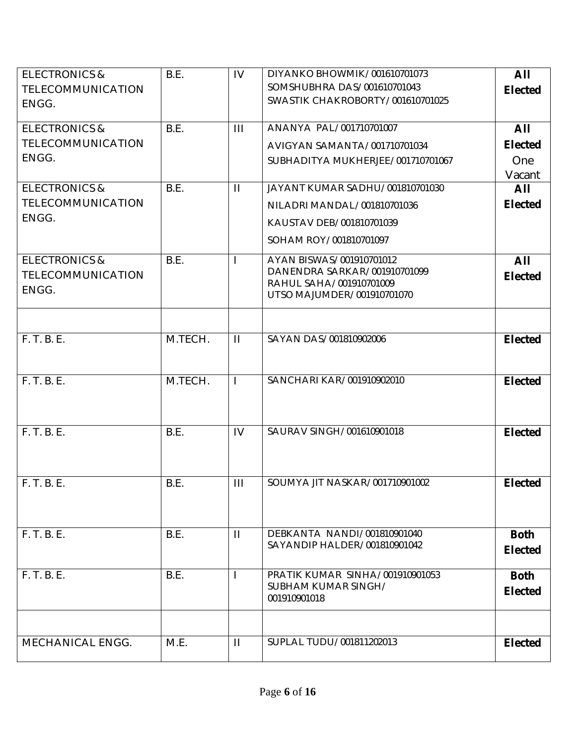| | | | | |
|---|---|---|---|---|
| ELECTRONICS & TELECOMMUNICATION ENGG. | B.E. | IV | DIYANKO BHOWMIK/001610701073<br>SOMSHUBHRA DAS/001610701043<br>SWASTIK CHAKROBORTY/001610701025 | **All Elected** |
| ELECTRONICS & TELECOMMUNICATION ENGG. | B.E. | III | ANANYA PAL/001710701007<br>AVIGYAN SAMANTA/001710701034<br>SUBHADITYA MUKHERJEE/001710701067 | **All Elected** One Vacant |
| ELECTRONICS & TELECOMMUNICATION ENGG. | B.E. | II | JAYANT KUMAR SADHU/001810701030<br>NILADRI MANDAL/001810701036<br>KAUSTAV DEB/001810701039<br>SOHAM ROY/001810701097 | **All Elected** |
| ELECTRONICS & TELECOMMUNICATION ENGG. | B.E. | I | AYAN BISWAS/001910701012<br>DANENDRA SARKAR/001910701099<br>RAHUL SAHA/001910701009<br>UTSO MAJUMDER/001910701070 | **All Elected** |
| | | | | |
| F. T. B. E. | M.TECH. | II | SAYAN DAS/001810902006 | **Elected** |
| F. T. B. E. | M.TECH. | I | SANCHARI KAR/001910902010 | **Elected** |
| F. T. B. E. | B.E. | IV | SAURAV SINGH/001610901018 | **Elected** |
| F. T. B. E. | B.E. | III | SOUMYA JIT NASKAR/001710901002 | **Elected** |
| F. T. B. E. | B.E. | II | DEBKANTA NANDI/001810901040<br>SAYANDIP HALDER/001810901042 | **Both Elected** |
| F. T. B. E. | B.E. | I | PRATIK KUMAR SINHA/001910901053<br>SUBHAM KUMAR SINGH/ 001910901018 | **Both Elected** |
| | | | | |
| MECHANICAL ENGG. | M.E. | II | SUPLAL TUDU/001811202013 | **Elected** |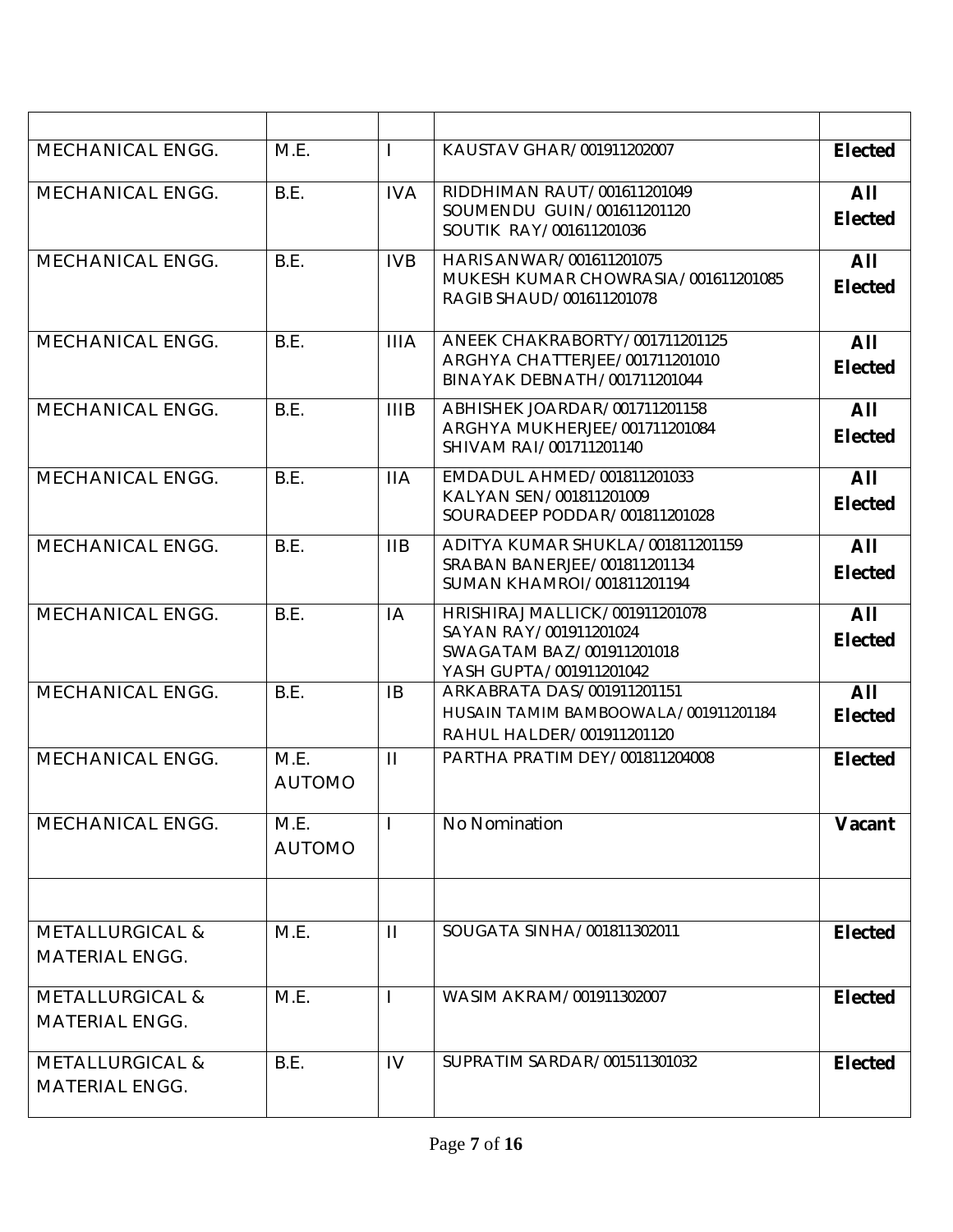| | | | | |
|---|---|---|---|---|
| MECHANICAL ENGG. | M.E. | I | KAUSTAV GHAR/001911202007 | **Elected** |
| MECHANICAL ENGG. | B.E. | IVA | RIDDHIMAN RAUT/001611201049<br>SOUMENDU GUIN/001611201120<br>SOUTIK RAY/001611201036 | **All Elected** |
| MECHANICAL ENGG. | B.E. | IVB | HARIS ANWAR/001611201075<br>MUKESH KUMAR CHOWRASIA/001611201085<br>RAGIB SHAUD/001611201078 | **All Elected** |
| MECHANICAL ENGG. | B.E. | IIIA | ANEEK CHAKRABORTY/001711201125<br>ARGHYA CHATTERJEE/001711201010<br>BINAYAK DEBNATH/001711201044 | **All Elected** |
| MECHANICAL ENGG. | B.E. | IIIB | ABHISHEK JOARDAR/001711201158<br>ARGHYA MUKHERJEE/001711201084<br>SHIVAM RAI/001711201140 | **All Elected** |
| MECHANICAL ENGG. | B.E. | IIA | EMDADUL AHMED/001811201033<br>KALYAN SEN/001811201009<br>SOURADEEP PODDAR/001811201028 | **All Elected** |
| MECHANICAL ENGG. | B.E. | IIB | ADITYA KUMAR SHUKLA/001811201159<br>SRABAN BANERJEE/001811201134<br>SUMAN KHAMROI/001811201194 | **All Elected** |
| MECHANICAL ENGG. | B.E. | IA | HRISHIRAJ MALLICK/001911201078<br>SAYAN RAY/001911201024<br>SWAGATAM BAZ/001911201018<br>YASH GUPTA/001911201042 | **All Elected** |
| MECHANICAL ENGG. | B.E. | IB | ARKABRATA DAS/001911201151<br>HUSAIN TAMIM BAMBOOWALA/001911201184<br>RAHUL HALDER/001911201120 | **All Elected** |
| MECHANICAL ENGG. | M.E. AUTOMO | II | PARTHA PRATIM DEY/001811204008 | **Elected** |
| MECHANICAL ENGG. | M.E. AUTOMO | I | No Nomination | **Vacant** |
| | | | | |
| METALLURGICAL & MATERIAL ENGG. | M.E. | II | SOUGATA SINHA/001811302011 | **Elected** |
| METALLURGICAL & MATERIAL ENGG. | M.E. | I | WASIM AKRAM/001911302007 | **Elected** |
| METALLURGICAL & MATERIAL ENGG. | B.E. | IV | SUPRATIM SARDAR/001511301032 | **Elected** |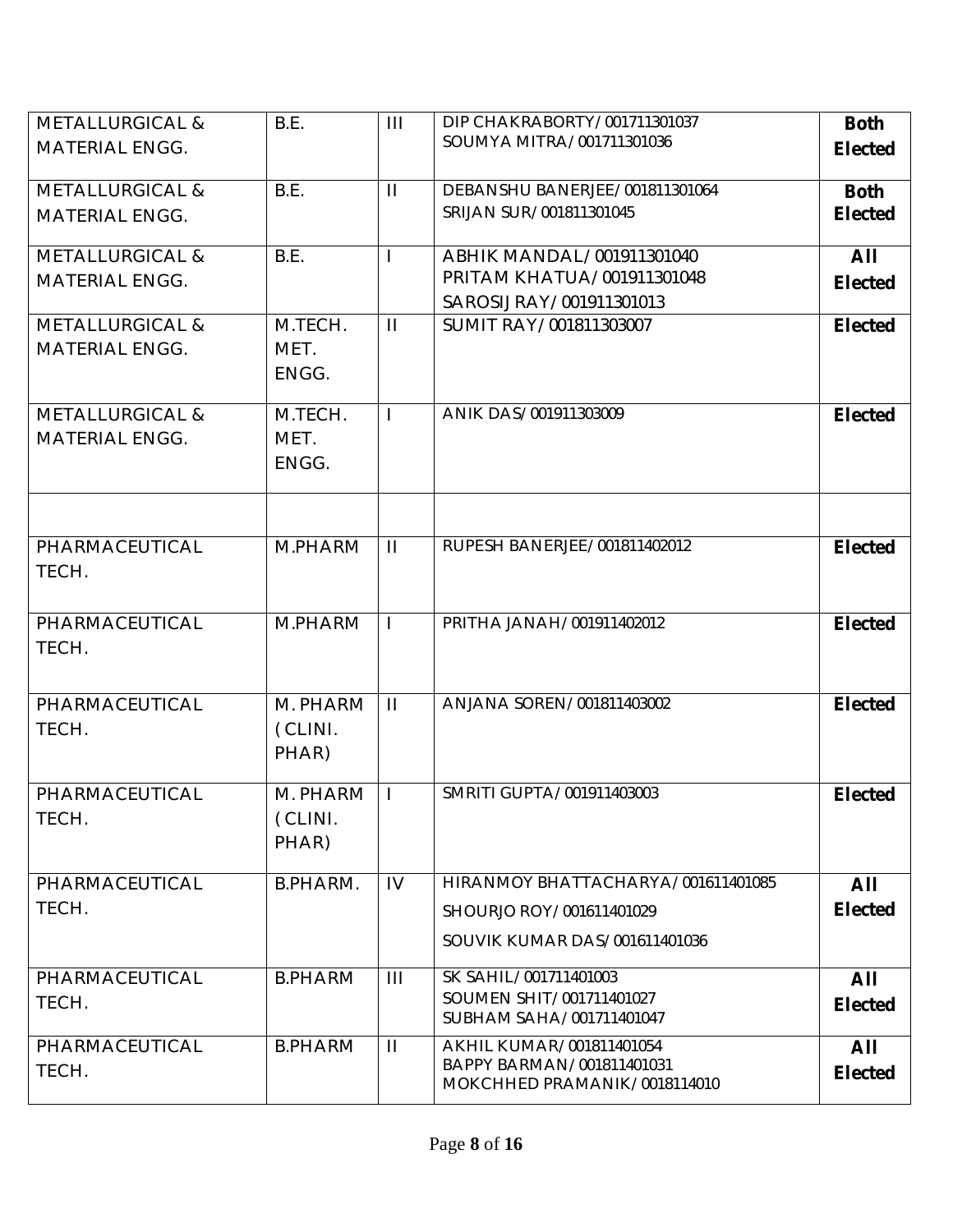| | | | | |
|---|---|---|---|---|
| METALLURGICAL & MATERIAL ENGG. | B.E. | III | DIP CHAKRABORTY/001711301037<br>SOUMYA MITRA/001711301036 | **Both Elected** |
| METALLURGICAL & MATERIAL ENGG. | B.E. | II | DEBANSHU BANERJEE/001811301064<br>SRIJAN SUR/001811301045 | **Both Elected** |
| METALLURGICAL & MATERIAL ENGG. | B.E. | I | ABHIK MANDAL/001911301040<br>PRITAM KHATUA/001911301048<br>SAROSIJ RAY/001911301013 | **All Elected** |
| METALLURGICAL & MATERIAL ENGG. | M.TECH. MET. ENGG. | II | SUMIT RAY/001811303007 | **Elected** |
| METALLURGICAL & MATERIAL ENGG. | M.TECH. MET. ENGG. | I | ANIK DAS/001911303009 | **Elected** |
| | | | | |
| PHARMACEUTICAL TECH. | M.PHARM | II | RUPESH BANERJEE/001811402012 | **Elected** |
| PHARMACEUTICAL TECH. | M.PHARM | I | PRITHA JANAH/001911402012 | **Elected** |
| PHARMACEUTICAL TECH. | M. PHARM (CLINI. PHAR) | II | ANJANA SOREN/001811403002 | **Elected** |
| PHARMACEUTICAL TECH. | M. PHARM (CLINI. PHAR) | I | SMRITI GUPTA/001911403003 | **Elected** |
| PHARMACEUTICAL TECH. | B.PHARM. | IV | HIRANMOY BHATTACHARYA/001611401085<br>SHOURJO ROY/001611401029<br>SOUVIK KUMAR DAS/001611401036 | **All Elected** |
| PHARMACEUTICAL TECH. | B.PHARM | III | SK SAHIL/001711401003<br>SOUMEN SHIT/001711401027<br>SUBHAM SAHA/001711401047 | **All Elected** |
| PHARMACEUTICAL TECH. | B.PHARM | II | AKHIL KUMAR/001811401054<br>BAPPY BARMAN/001811401031<br>MOKCHHED PRAMANIK/0018114010 | **All Elected** |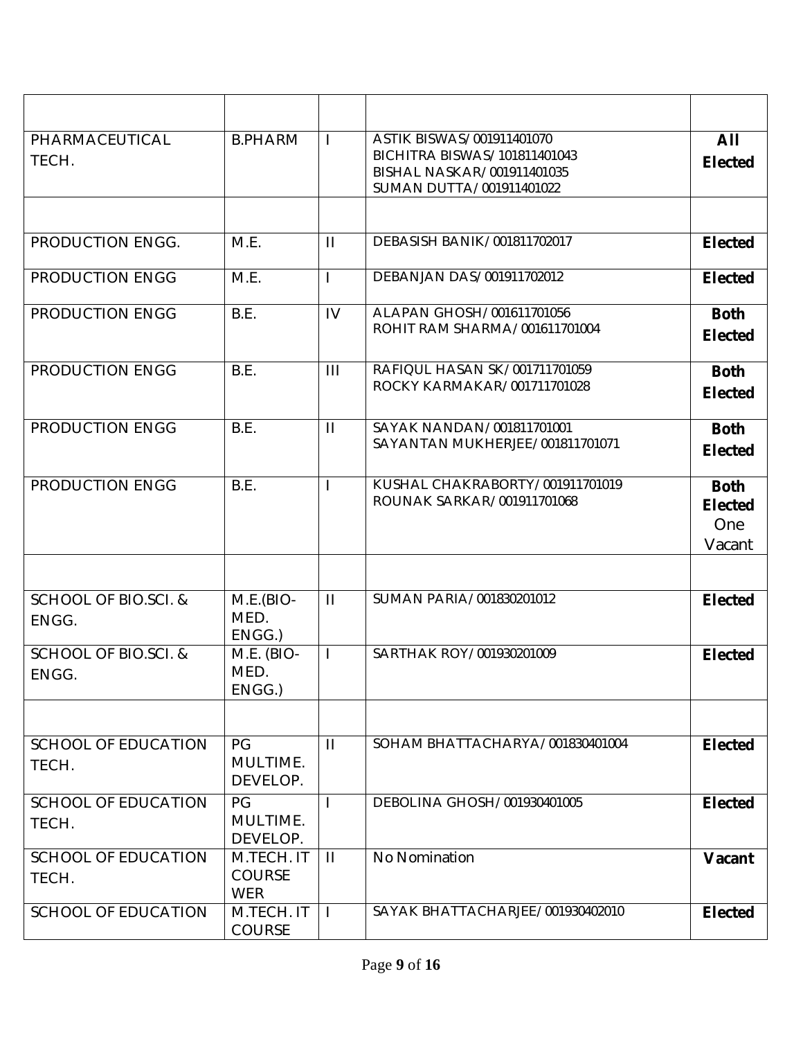| | | | | |
|---|---|---|---|---|
| PHARMACEUTICAL TECH. | B.PHARM | I | ASTIK BISWAS/001911401070<br>BICHITRA BISWAS/101811401043<br>BISHAL NASKAR/001911401035<br>SUMAN DUTTA/001911401022 | **All Elected** |
| | | | | |
| PRODUCTION ENGG. | M.E. | II | DEBASISH BANIK/001811702017 | **Elected** |
| PRODUCTION ENGG | M.E. | I | DEBANJAN DAS/001911702012 | **Elected** |
| PRODUCTION ENGG | B.E. | IV | ALAPAN GHOSH/001611701056<br>ROHIT RAM SHARMA/001611701004 | **Both Elected** |
| PRODUCTION ENGG | B.E. | III | RAFIQUL HASAN SK/001711701059<br>ROCKY KARMAKAR/001711701028 | **Both Elected** |
| PRODUCTION ENGG | B.E. | II | SAYAK NANDAN/001811701001<br>SAYANTAN MUKHERJEE/001811701071 | **Both Elected** |
| PRODUCTION ENGG | B.E. | I | KUSHAL CHAKRABORTY/001911701019<br>ROUNAK SARKAR/001911701068 | **Both Elected** One Vacant |
| | | | | |
| SCHOOL OF BIO.SCI. & ENGG. | M.E.(BIO-MED. ENGG.) | II | SUMAN PARIA/001830201012 | **Elected** |
| SCHOOL OF BIO.SCI. & ENGG. | M.E. (BIO-MED. ENGG.) | I | SARTHAK ROY/001930201009 | **Elected** |
| | | | | |
| SCHOOL OF EDUCATION TECH. | PG MULTIME. DEVELOP. | II | SOHAM BHATTACHARYA/001830401004 | **Elected** |
| SCHOOL OF EDUCATION TECH. | PG MULTIME. DEVELOP. | I | DEBOLINA GHOSH/001930401005 | **Elected** |
| SCHOOL OF EDUCATION TECH. | M.TECH. IT COURSE WER | II | No Nomination | **Vacant** |
| SCHOOL OF EDUCATION | M.TECH. IT COURSE | I | SAYAK BHATTACHARJEE/001930402010 | **Elected** |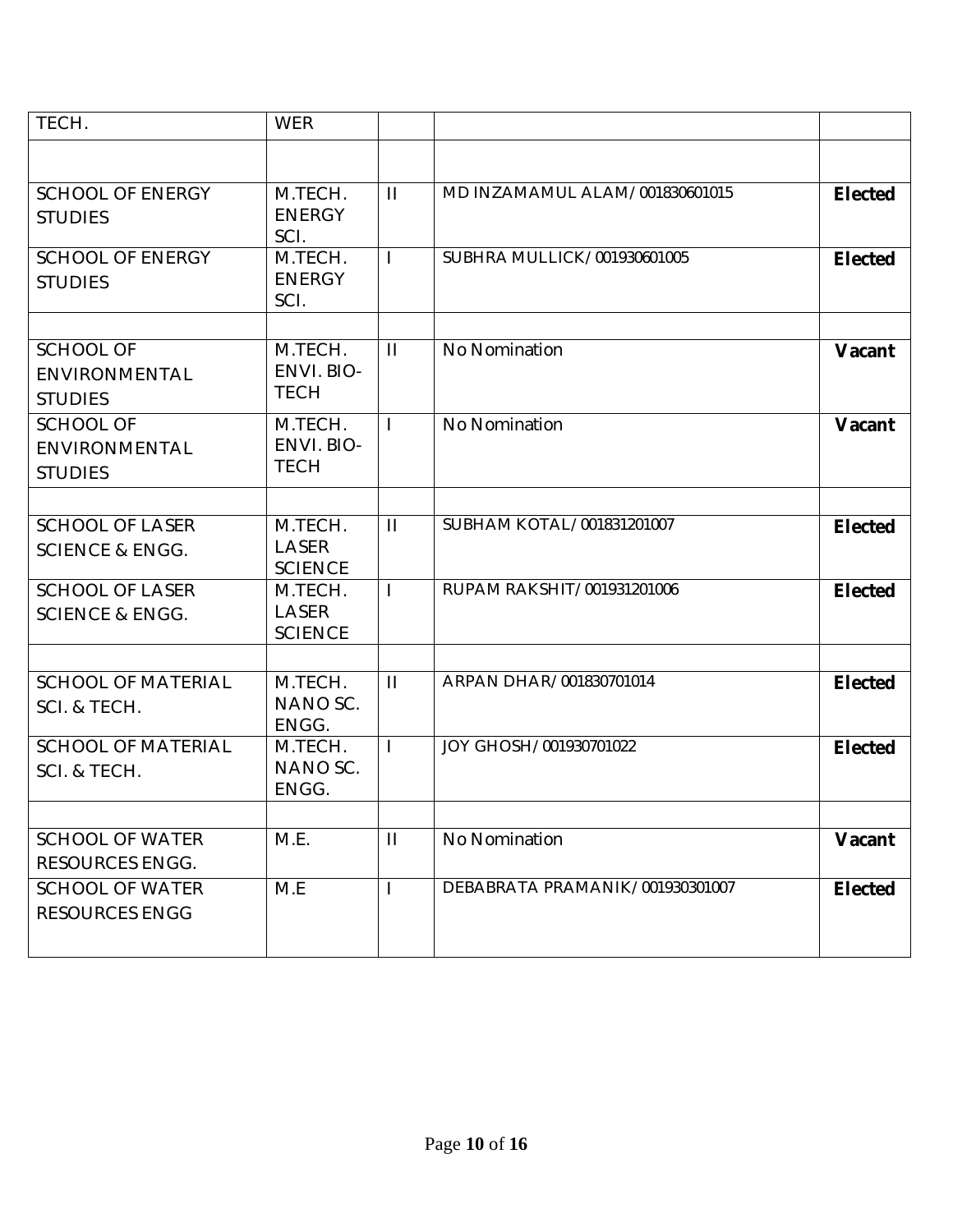| TECH. | WER | | | |
|---|---|---|---|---|
| | | | | |
| SCHOOL OF ENERGY STUDIES | M.TECH. ENERGY SCI. | II | MD INZAMAMUL ALAM/001830601015 | **Elected** |
| SCHOOL OF ENERGY STUDIES | M.TECH. ENERGY SCI. | I | SUBHRA MULLICK/001930601005 | **Elected** |
| | | | | |
| SCHOOL OF ENVIRONMENTAL STUDIES | M.TECH. ENVI. BIO-TECH | II | No Nomination | **Vacant** |
| SCHOOL OF ENVIRONMENTAL STUDIES | M.TECH. ENVI. BIO-TECH | I | No Nomination | **Vacant** |
| | | | | |
| SCHOOL OF LASER SCIENCE & ENGG. | M.TECH. LASER SCIENCE | II | SUBHAM KOTAL/001831201007 | **Elected** |
| SCHOOL OF LASER SCIENCE & ENGG. | M.TECH. LASER SCIENCE | I | RUPAM RAKSHIT/001931201006 | **Elected** |
| | | | | |
| SCHOOL OF MATERIAL SCI. & TECH. | M.TECH. NANO SC. ENGG. | II | ARPAN DHAR/001830701014 | **Elected** |
| SCHOOL OF MATERIAL SCI. & TECH. | M.TECH. NANO SC. ENGG. | I | JOY GHOSH/001930701022 | **Elected** |
| | | | | |
| SCHOOL OF WATER RESOURCES ENGG. | M.E. | II | No Nomination | **Vacant** |
| SCHOOL OF WATER RESOURCES ENGG | M.E | I | DEBABRATA PRAMANIK/001930301007 | **Elected** |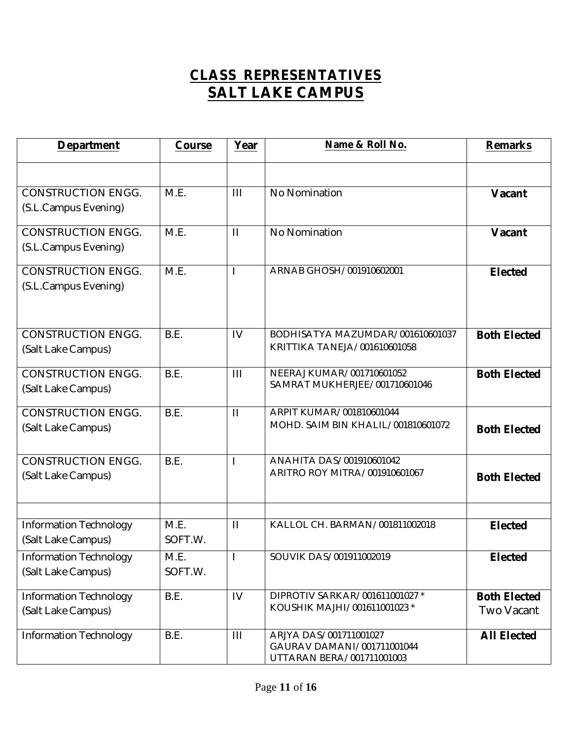# CLASS REPRESENTATIVES
# SALT LAKE CAMPUS

| Department | Course | Year | Name & Roll No. | Remarks |
|---|---|---|---|---|
| | | | | |
| CONSTRUCTION ENGG. (S.L.Campus Evening) | M.E. | III | No Nomination | **Vacant** |
| CONSTRUCTION ENGG. (S.L.Campus Evening) | M.E. | II | No Nomination | **Vacant** |
| CONSTRUCTION ENGG. (S.L.Campus Evening) | M.E. | I | ARNAB GHOSH/ 001910602001 | **Elected** |
| CONSTRUCTION ENGG. (Salt Lake Campus) | B.E. | IV | BODHISATYA MAZUMDAR/ 001610601037<br>KRITTIKA TANEJA/ 001610601058 | **Both Elected** |
| CONSTRUCTION ENGG. (Salt Lake Campus) | B.E. | III | NEERAJ KUMAR/ 001710601052<br>SAMRAT MUKHERJEE/ 001710601046 | **Both Elected** |
| CONSTRUCTION ENGG. (Salt Lake Campus) | B.E. | II | ARPIT KUMAR/ 001810601044<br>MOHD. SAIM BIN KHALIL/ 001810601072 | **Both Elected** |
| CONSTRUCTION ENGG. (Salt Lake Campus) | B.E. | I | ANAHITA DAS/ 001910601042<br>ARITRO ROY MITRA / 001910601067 | **Both Elected** |
| | | | | |
| Information Technology (Salt Lake Campus) | M.E. SOFT.W. | II | KALLOL CH. BARMAN/ 001811002018 | **Elected** |
| Information Technology (Salt Lake Campus) | M.E. SOFT.W. | I | SOUVIK DAS/ 001911002019 | **Elected** |
| Information Technology (Salt Lake Campus) | B.E. | IV | DIPROTIV SARKAR/ 001611001027 *<br>KOUSHIK MAJHI/ 001611001023 * | **Both Elected**<br>Two Vacant |
| Information Technology | B.E. | III | ARJYA DAS/ 001711001027<br>GAURAV DAMANI/ 001711001044<br>UTTARAN BERA/ 001711001003 | **All Elected** |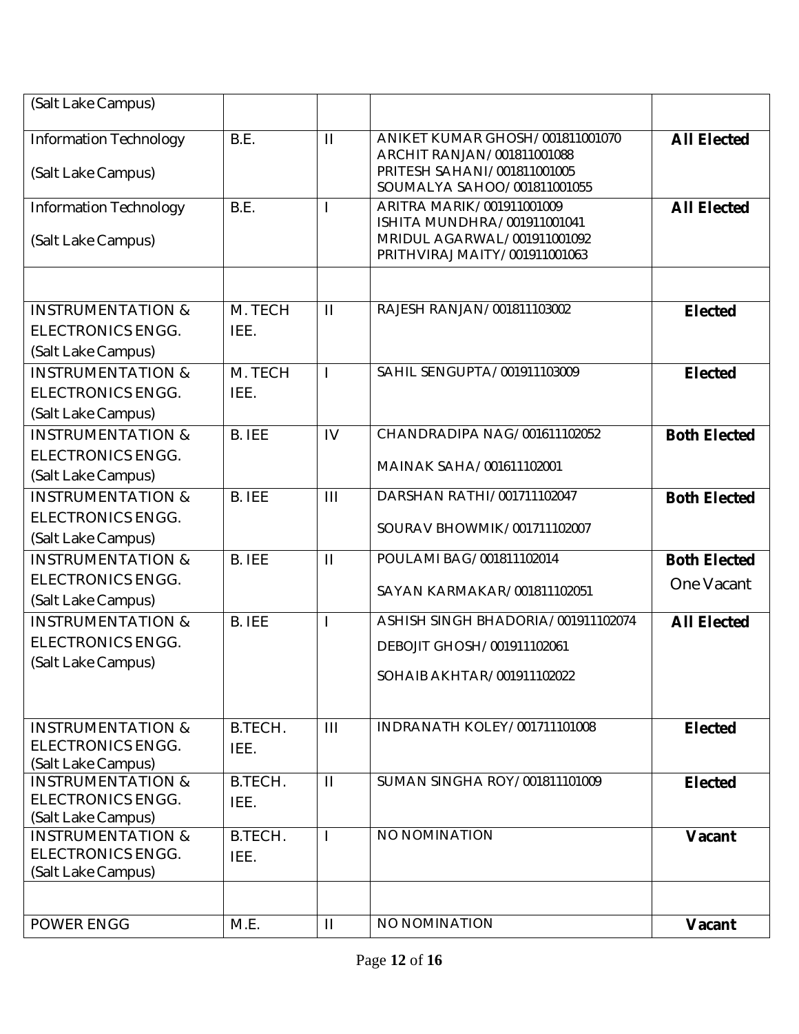| | | | | |
|---|---|---|---|---|
| (Salt Lake Campus) | | | | |
| Information Technology<br><br>(Salt Lake Campus) | B.E. | II | ANIKET KUMAR GHOSH/001811001070<br>ARCHIT RANJAN/001811001088<br>PRITESH SAHANI/001811001005<br>SOUMALYA SAHOO/001811001055 | **All Elected** |
| Information Technology<br><br>(Salt Lake Campus) | B.E. | I | ARITRA MARIK/001911001009<br>ISHITA MUNDHRA/001911001041<br>MRIDUL AGARWAL/001911001092<br>PRITHVIRAJ MAITY/001911001063 | **All Elected** |
| | | | | |
| INSTRUMENTATION & ELECTRONICS ENGG. (Salt Lake Campus) | M. TECH IEE. | II | RAJESH RANJAN/001811103002 | **Elected** |
| INSTRUMENTATION & ELECTRONICS ENGG. (Salt Lake Campus) | M. TECH IEE. | I | SAHIL SENGUPTA/001911103009 | **Elected** |
| INSTRUMENTATION & ELECTRONICS ENGG. (Salt Lake Campus) | B. IEE | IV | CHANDRADIPA NAG/001611102052<br><br>MAINAK SAHA/001611102001 | **Both Elected** |
| INSTRUMENTATION & ELECTRONICS ENGG. (Salt Lake Campus) | B. IEE | III | DARSHAN RATHI/001711102047<br><br>SOURAV BHOWMIK/001711102007 | **Both Elected** |
| INSTRUMENTATION & ELECTRONICS ENGG. (Salt Lake Campus) | B. IEE | II | POULAMI BAG/001811102014<br><br>SAYAN KARMAKAR/001811102051 | **Both Elected**<br>One Vacant |
| INSTRUMENTATION & ELECTRONICS ENGG. (Salt Lake Campus) | B. IEE | I | ASHISH SINGH BHADORIA/001911102074<br><br>DEBOJIT GHOSH/001911102061<br><br>SOHAIB AKHTAR/001911102022 | **All Elected** |
| INSTRUMENTATION & ELECTRONICS ENGG. (Salt Lake Campus) | B.TECH. IEE. | III | INDRANATH KOLEY/001711101008 | **Elected** |
| INSTRUMENTATION & ELECTRONICS ENGG. (Salt Lake Campus) | B.TECH. IEE. | II | SUMAN SINGHA ROY/001811101009 | **Elected** |
| INSTRUMENTATION & ELECTRONICS ENGG. (Salt Lake Campus) | B.TECH. IEE. | I | NO NOMINATION | **Vacant** |
| | | | | |
| POWER ENGG | M.E. | II | NO NOMINATION | **Vacant** |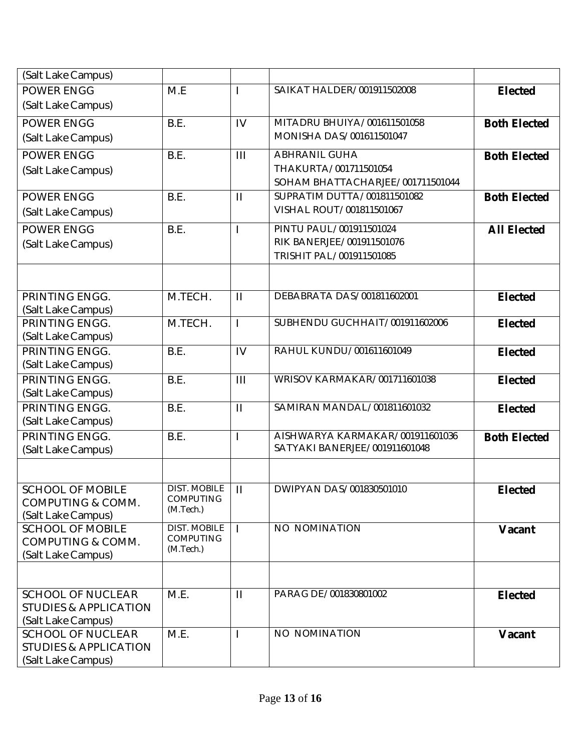| | | | | |
|---|---|---|---|---|
| (Salt Lake Campus) | | | | |
| POWER ENGG (Salt Lake Campus) | M.E | I | SAIKAT HALDER/001911502008 | **Elected** |
| POWER ENGG (Salt Lake Campus) | B.E. | IV | MITADRU BHUIYA/001611501058<br>MONISHA DAS/001611501047 | **Both Elected** |
| POWER ENGG (Salt Lake Campus) | B.E. | III | ABHRANIL GUHA THAKURTA/001711501054<br>SOHAM BHATTACHARJEE/001711501044 | **Both Elected** |
| POWER ENGG (Salt Lake Campus) | B.E. | II | SUPRATIM DUTTA/001811501082<br>VISHAL ROUT/001811501067 | **Both Elected** |
| POWER ENGG (Salt Lake Campus) | B.E. | I | PINTU PAUL/001911501024<br>RIK BANERJEE/001911501076<br>TRISHIT PAL/001911501085 | **All Elected** |
| | | | | |
| PRINTING ENGG. (Salt Lake Campus) | M.TECH. | II | DEBABRATA DAS/001811602001 | **Elected** |
| PRINTING ENGG. (Salt Lake Campus) | M.TECH. | I | SUBHENDU GUCHHAIT/001911602006 | **Elected** |
| PRINTING ENGG. (Salt Lake Campus) | B.E. | IV | RAHUL KUNDU/001611601049 | **Elected** |
| PRINTING ENGG. (Salt Lake Campus) | B.E. | III | WRISOV KARMAKAR/001711601038 | **Elected** |
| PRINTING ENGG. (Salt Lake Campus) | B.E. | II | SAMIRAN MANDAL/001811601032 | **Elected** |
| PRINTING ENGG. (Salt Lake Campus) | B.E. | I | AISHWARYA KARMAKAR/001911601036<br>SATYAKI BANERJEE/001911601048 | **Both Elected** |
| | | | | |
| SCHOOL OF MOBILE COMPUTING & COMM. (Salt Lake Campus) | DIST. MOBILE COMPUTING (M.Tech.) | II | DWIPYAN DAS/001830501010 | **Elected** |
| SCHOOL OF MOBILE COMPUTING & COMM. (Salt Lake Campus) | DIST. MOBILE COMPUTING (M.Tech.) | I | NO NOMINATION | **Vacant** |
| | | | | |
| SCHOOL OF NUCLEAR STUDIES & APPLICATION (Salt Lake Campus) | M.E. | II | PARAG DE/001830801002 | **Elected** |
| SCHOOL OF NUCLEAR STUDIES & APPLICATION (Salt Lake Campus) | M.E. | I | NO NOMINATION | **Vacant** |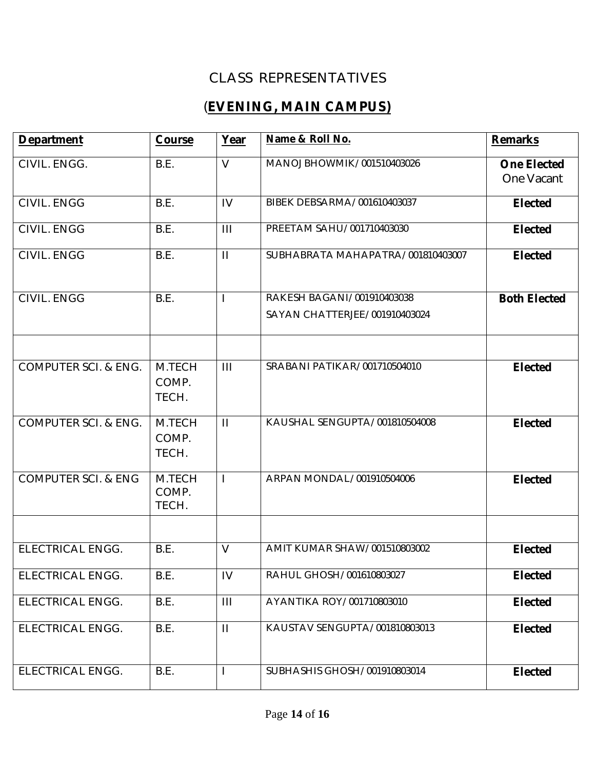# CLASS REPRESENTATIVES

## (**EVENING, MAIN CAMPUS)**

| **Department** | **Course** | **Year** | **Name & Roll No.** | **Remarks** |
|---|---|---|---|---|
| CIVIL. ENGG. | B.E. | V | MANOJ BHOWMIK/001510403026 | **One Elected** One Vacant |
| CIVIL. ENGG | B.E. | IV | BIBEK DEBSARMA/001610403037 | **Elected** |
| CIVIL. ENGG | B.E. | III | PREETAM SAHU/001710403030 | **Elected** |
| CIVIL. ENGG | B.E. | II | SUBHABRATA MAHAPATRA/001810403007 | **Elected** |
| CIVIL. ENGG | B.E. | I | RAKESH BAGANI/001910403038<br>SAYAN CHATTERJEE/001910403024 | **Both Elected** |
| | | | | |
| COMPUTER SCI. & ENG. | M.TECH COMP. TECH. | III | SRABANI PATIKAR/001710504010 | **Elected** |
| COMPUTER SCI. & ENG. | M.TECH COMP. TECH. | II | KAUSHAL SENGUPTA/001810504008 | **Elected** |
| COMPUTER SCI. & ENG | M.TECH COMP. TECH. | I | ARPAN MONDAL/001910504006 | **Elected** |
| | | | | |
| ELECTRICAL ENGG. | B.E. | V | AMIT KUMAR SHAW/001510803002 | **Elected** |
| ELECTRICAL ENGG. | B.E. | IV | RAHUL GHOSH/001610803027 | **Elected** |
| ELECTRICAL ENGG. | B.E. | III | AYANTIKA ROY/001710803010 | **Elected** |
| ELECTRICAL ENGG. | B.E. | II | KAUSTAV SENGUPTA/001810803013 | **Elected** |
| ELECTRICAL ENGG. | B.E. | I | SUBHASHIS GHOSH/001910803014 | **Elected** |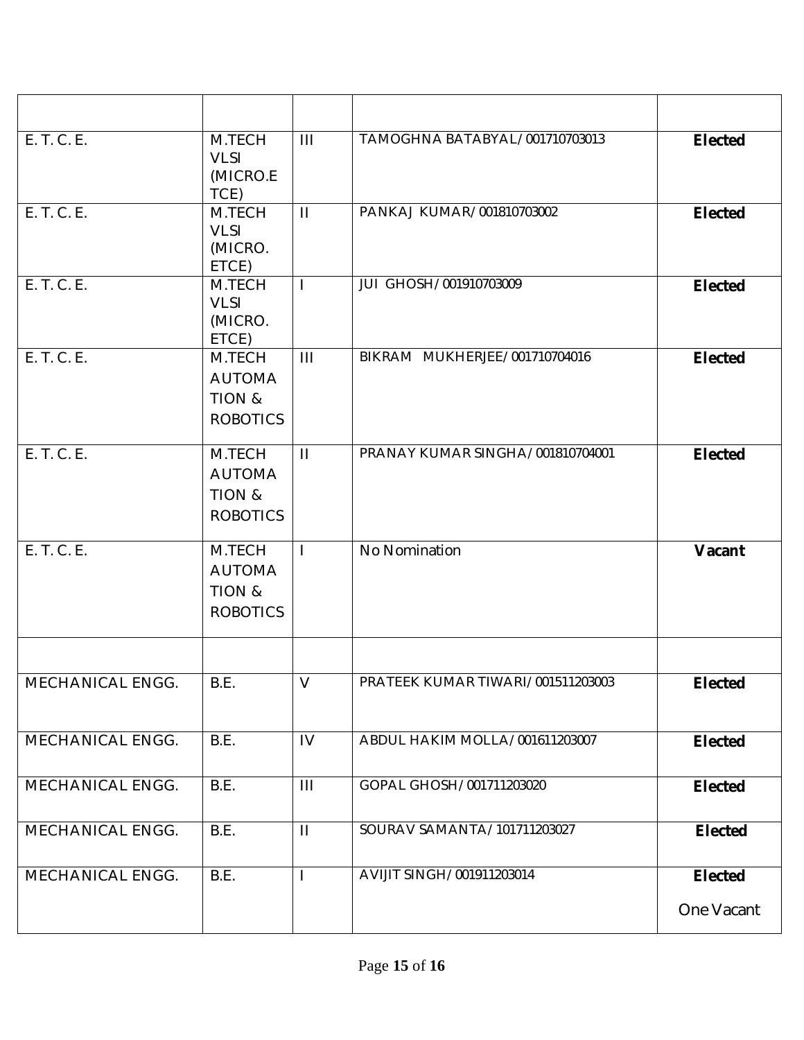| | | | | |
|---|---|---|---|---|
| E. T. C. E. | M.TECH VLSI (MICRO.ETCE) | III | TAMOGHNA BATABYAL/001710703013 | **Elected** |
| E. T. C. E. | M.TECH VLSI (MICRO. ETCE) | II | PANKAJ KUMAR/001810703002 | **Elected** |
| E. T. C. E. | M.TECH VLSI (MICRO. ETCE) | I | JUI GHOSH/001910703009 | **Elected** |
| E. T. C. E. | M.TECH AUTOMATION & ROBOTICS | III | BIKRAM MUKHERJEE/001710704016 | **Elected** |
| E. T. C. E. | M.TECH AUTOMATION & ROBOTICS | II | PRANAY KUMAR SINGHA/001810704001 | **Elected** |
| E. T. C. E. | M.TECH AUTOMATION & ROBOTICS | I | No Nomination | **Vacant** |
| | | | | |
| MECHANICAL ENGG. | B.E. | V | PRATEEK KUMAR TIWARI/001511203003 | **Elected** |
| MECHANICAL ENGG. | B.E. | IV | ABDUL HAKIM MOLLA/001611203007 | **Elected** |
| MECHANICAL ENGG. | B.E. | III | GOPAL GHOSH/001711203020 | **Elected** |
| MECHANICAL ENGG. | B.E. | II | SOURAV SAMANTA/101711203027 | **Elected** |
| MECHANICAL ENGG. | B.E. | I | AVIJIT SINGH/001911203014 | **Elected** One Vacant |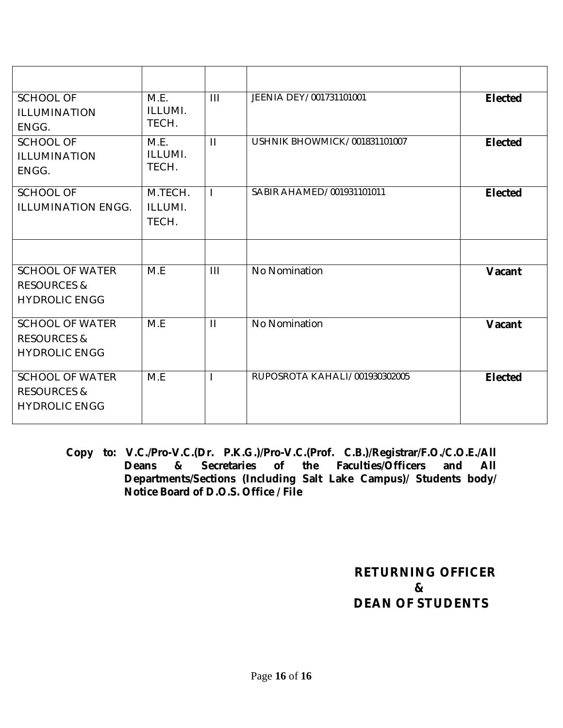| | | | | |
|---|---|---|---|---|
| | | | | |
| SCHOOL OF ILLUMINATION ENGG. | M.E. ILLUMI. TECH. | III | JEENIA DEY/ 001731101001 | **Elected** |
| SCHOOL OF ILLUMINATION ENGG. | M.E. ILLUMI. TECH. | II | USHNIK BHOWMICK/ 001831101007 | **Elected** |
| SCHOOL OF ILLUMINATION ENGG. | M.TECH. ILLUMI. TECH. | I | SABIR AHAMED/ 001931101011 | **Elected** |
| | | | | |
| SCHOOL OF WATER RESOURCES & HYDROLIC ENGG | M.E | III | No Nomination | **Vacant** |
| SCHOOL OF WATER RESOURCES & HYDROLIC ENGG | M.E | II | No Nomination | **Vacant** |
| SCHOOL OF WATER RESOURCES & HYDROLIC ENGG | M.E | I | RUPOSROTA KAHALI/ 001930302005 | **Elected** |

**Copy to: V.C./Pro-V.C.(Dr. P.K.G.)/Pro-V.C.(Prof. C.B.)/Registrar/F.O./C.O.E./All Deans & Secretaries of the Faculties/Officers and All Departments/Sections (Including Salt Lake Campus)/ Students body/ Notice Board of D.O.S. Office / File**

**RETURNING OFFICER**
**&**
**DEAN OF STUDENTS**